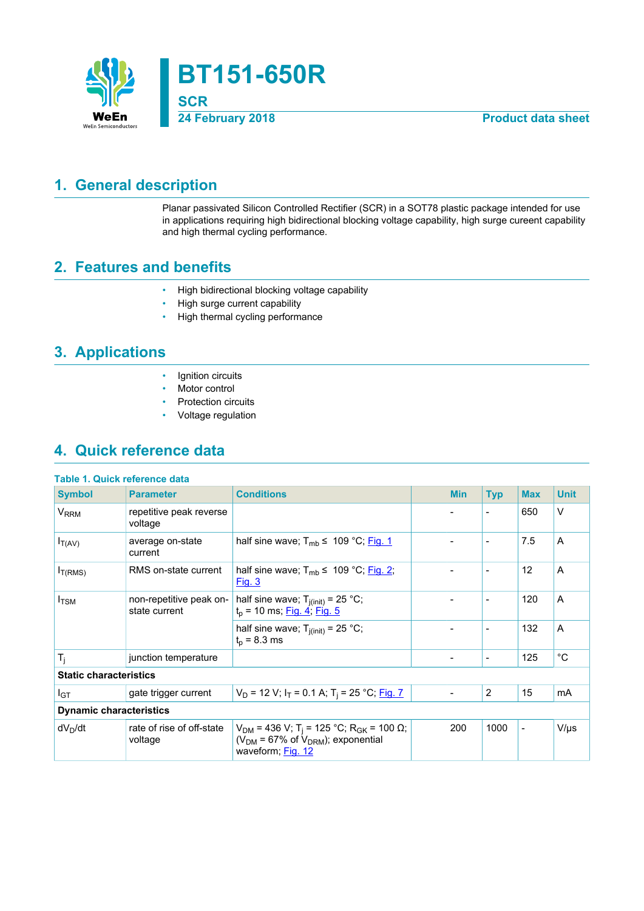# BT151-650R

**SCR**

**24 February 2018** — **Product data sheet**

## 1. General description

Planar passivated Silicon Controlled Rectifier (SCR) in a SOT78 plastic package intended for use in applications requiring high bidirectional blocking voltage capability, high surge cureent capability and high thermal cycling performance.

## 2. Features and benefits

- High bidirectional blocking voltage capability
- High surge current capability
- High thermal cycling performance

## 3. Applications

- Ignition circuits
- Motor control
- Protection circuits
- Voltage regulation

## 4. Quick reference data

**Table 1. Quick reference data**

| Symbol | Parameter | Conditions | Min | Typ | Max | Unit |
|---|---|---|---|---|---|---|
| $V_{RRM}$ | repetitive peak reverse voltage | | - | - | 650 | V |
| $I_{T(AV)}$ | average on-state current | half sine wave; $T_{mb} \leq$ 109 °C; Fig. 1 | - | - | 7.5 | A |
| $I_{T(RMS)}$ | RMS on-state current | half sine wave; $T_{mb} \leq$ 109 °C; Fig. 2; Fig. 3 | - | - | 12 | A |
| $I_{TSM}$ | non-repetitive peak on-state current | half sine wave; $T_{j(init)}$ = 25 °C; $t_p$ = 10 ms; Fig. 4; Fig. 5 | - | - | 120 | A |
| | | half sine wave; $T_{j(init)}$ = 25 °C; $t_p$ = 8.3 ms | - | - | 132 | A |
| $T_j$ | junction temperature | | - | - | 125 | °C |
| **Static characteristics** | | | | | | |
| $I_{GT}$ | gate trigger current | $V_D$ = 12 V; $I_T$ = 0.1 A; $T_j$ = 25 °C; Fig. 7 | - | 2 | 15 | mA |
| **Dynamic characteristics** | | | | | | |
| $dV_D/dt$ | rate of rise of off-state voltage | $V_{DM}$ = 436 V; $T_j$ = 125 °C; $R_{GK}$ = 100 Ω; ($V_{DM}$ = 67% of $V_{DRM}$); exponential waveform; Fig. 12 | 200 | 1000 | - | V/µs |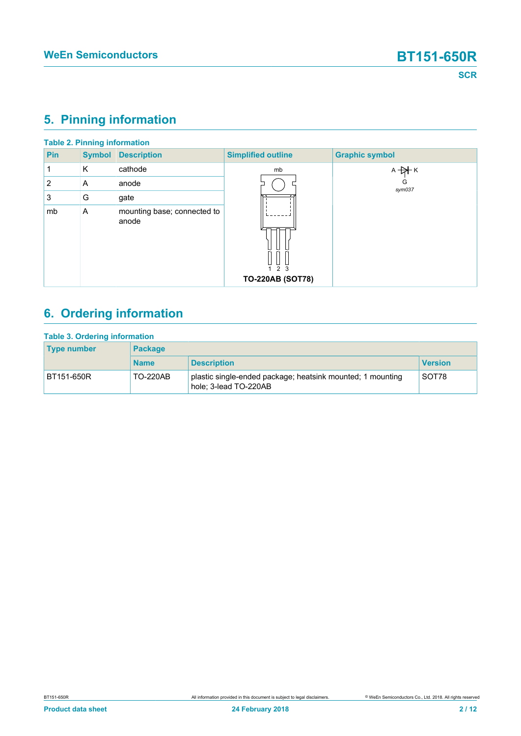## 5. Pinning information

**Table 2. Pinning information**

| Pin | Symbol | Description | Simplified outline | Graphic symbol |
|---|---|---|---|---|
| 1 | K | cathode | TO-220AB (SOT78) | sym037 |
| 2 | A | anode | | |
| 3 | G | gate | | |
| mb | A | mounting base; connected to anode | | |

## 6. Ordering information

**Table 3. Ordering information**

| Type number | Package | | |
|---|---|---|---|
| | Name | Description | Version |
| BT151-650R | TO-220AB | plastic single-ended package; heatsink mounted; 1 mounting hole; 3-lead TO-220AB | SOT78 |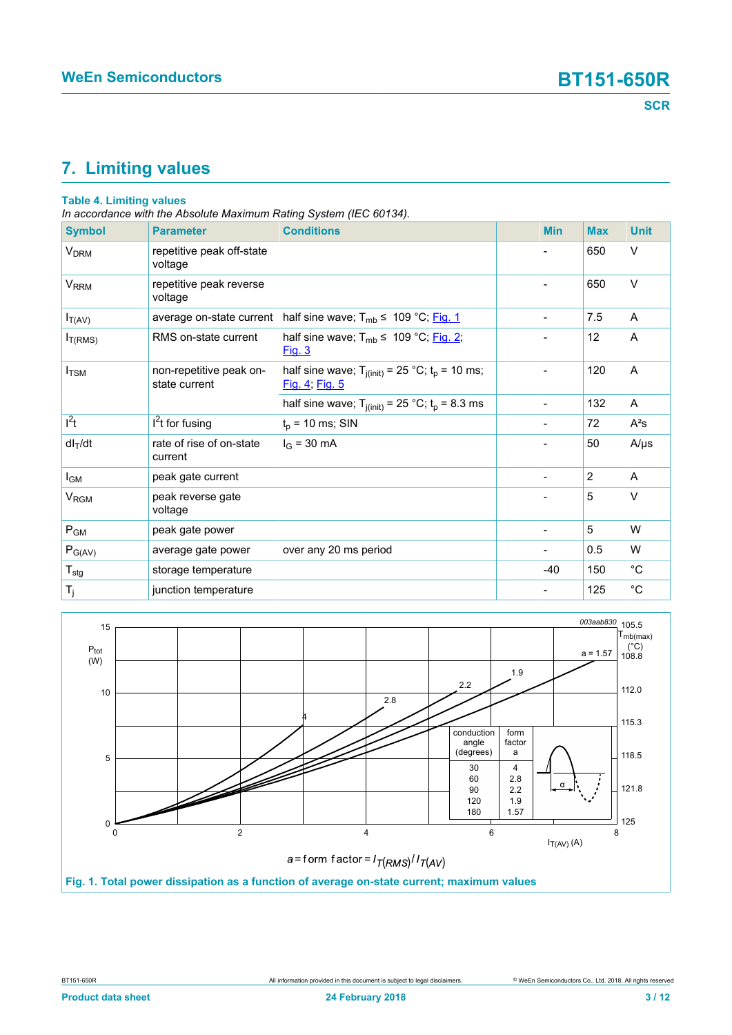## 7. Limiting values

**Table 4. Limiting values**

*In accordance with the Absolute Maximum Rating System (IEC 60134).*

| Symbol | Parameter | Conditions | Min | Max | Unit |
|---|---|---|---|---|---|
| $V_{DRM}$ | repetitive peak off-state voltage | | - | 650 | V |
| $V_{RRM}$ | repetitive peak reverse voltage | | - | 650 | V |
| $I_{T(AV)}$ | average on-state current | half sine wave; $T_{mb} \leq$ 109 °C; Fig. 1 | - | 7.5 | A |
| $I_{T(RMS)}$ | RMS on-state current | half sine wave; $T_{mb} \leq$ 109 °C; Fig. 2; Fig. 3 | - | 12 | A |
| $I_{TSM}$ | non-repetitive peak on-state current | half sine wave; $T_{j(init)}$ = 25 °C; $t_p$ = 10 ms; Fig. 4; Fig. 5 | - | 120 | A |
| | | half sine wave; $T_{j(init)}$ = 25 °C; $t_p$ = 8.3 ms | - | 132 | A |
| $I^2t$ | $I^2t$ for fusing | $t_p$ = 10 ms; SIN | - | 72 | A²s |
| $dI_T/dt$ | rate of rise of on-state current | $I_G$ = 30 mA | - | 50 | A/µs |
| $I_{GM}$ | peak gate current | | - | 2 | A |
| $V_{RGM}$ | peak reverse gate voltage | | - | 5 | V |
| $P_{GM}$ | peak gate power | | - | 5 | W |
| $P_{G(AV)}$ | average gate power | over any 20 ms period | - | 0.5 | W |
| $T_{stg}$ | storage temperature | | -40 | 150 | °C |
| $T_j$ | junction temperature | | - | 125 | °C |

| conduction angle (degrees) | form factor a |
|---|---|
| 30 | 4 |
| 60 | 2.8 |
| 90 | 2.2 |
| 120 | 1.9 |
| 180 | 1.57 |

$a = \text{form factor} = I_{T(RMS)} / I_{T(AV)}$

**Fig. 1. Total power dissipation as a function of average on-state current; maximum values**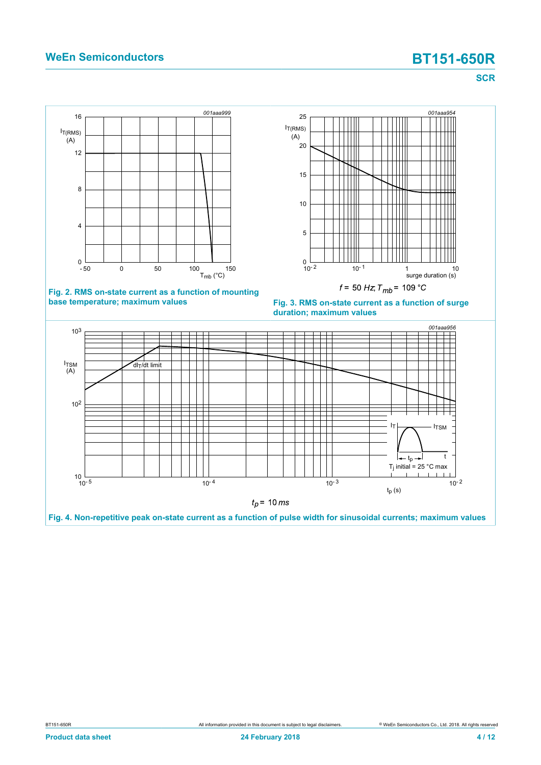Fig. 2. RMS on-state current as a function of mounting base temperature; maximum values

$f = 50\ Hz;\ T_{mb} = 109\ °C$

Fig. 3. RMS on-state current as a function of surge duration; maximum values

$t_p = 10\ ms$

Fig. 4. Non-repetitive peak on-state current as a function of pulse width for sinusoidal currents; maximum values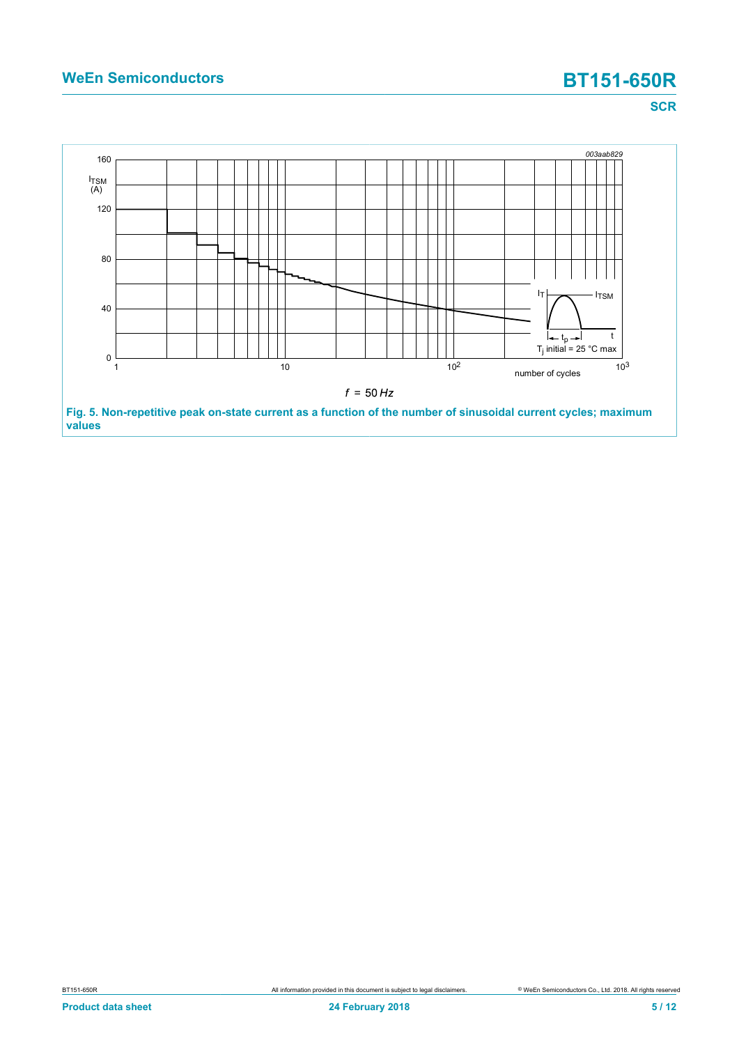003aab829

$I_{TSM}$ (A)

$f$ = 50 $Hz$

$T_j$ initial = 25 °C max

number of cycles

**Fig. 5. Non-repetitive peak on-state current as a function of the number of sinusoidal current cycles; maximum values**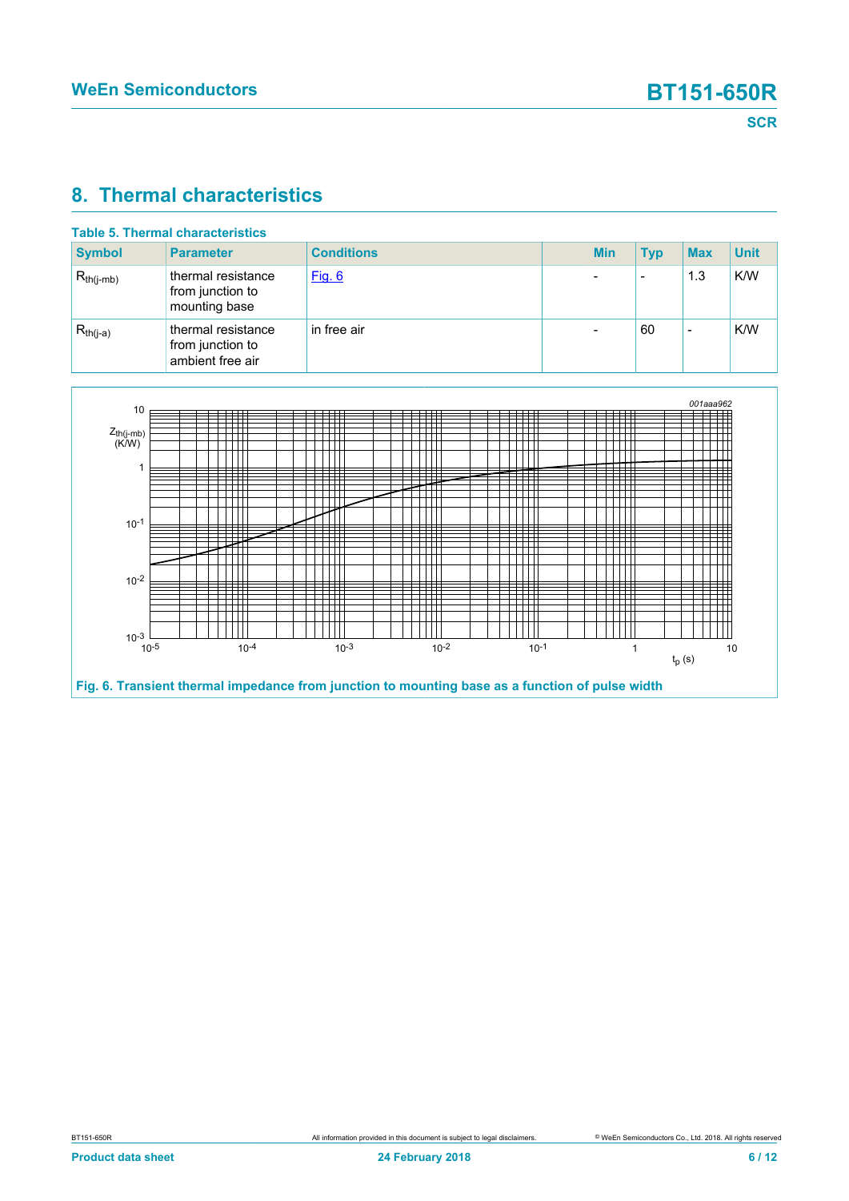## 8. Thermal characteristics

**Table 5. Thermal characteristics**

| Symbol | Parameter | Conditions | Min | Typ | Max | Unit |
|---|---|---|---|---|---|---|
| $R_{th(j-mb)}$ | thermal resistance from junction to mounting base | Fig. 6 | - | - | 1.3 | K/W |
| $R_{th(j-a)}$ | thermal resistance from junction to ambient free air | in free air | - | 60 | - | K/W |

Fig. 6. Transient thermal impedance from junction to mounting base as a function of pulse width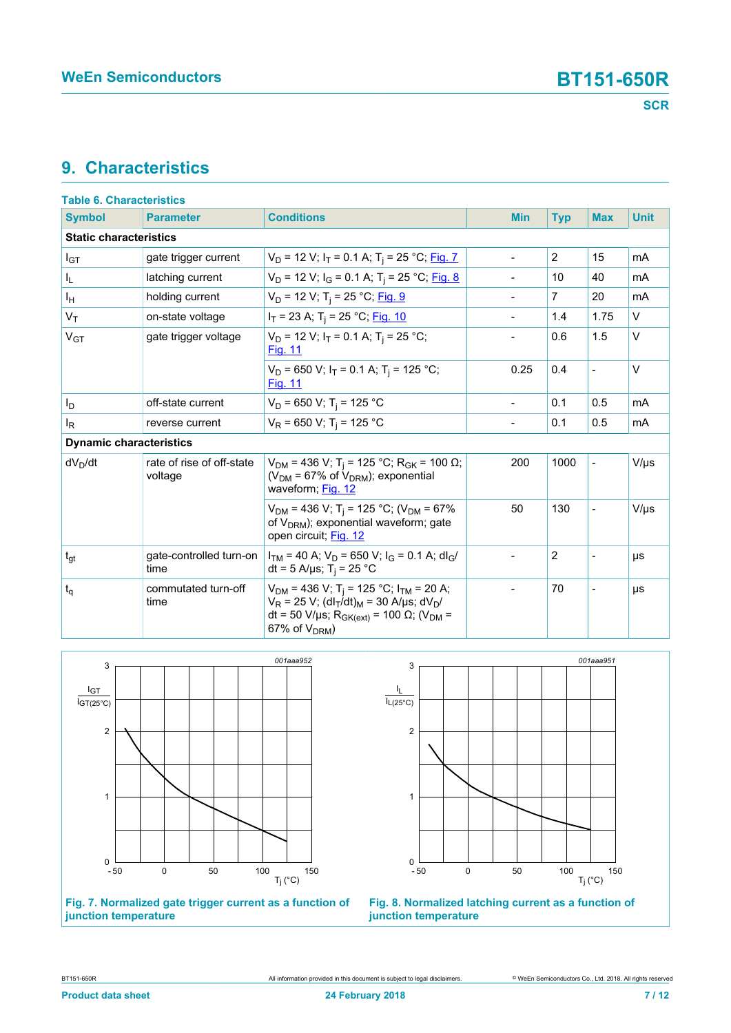# 9. Characteristics

**Table 6. Characteristics**

| Symbol | Parameter | Conditions | Min | Typ | Max | Unit |
|---|---|---|---|---|---|---|
| **Static characteristics** | | | | | | |
| $I_{GT}$ | gate trigger current | $V_D$ = 12 V; $I_T$ = 0.1 A; $T_j$ = 25 °C; Fig. 7 | - | 2 | 15 | mA |
| $I_L$ | latching current | $V_D$ = 12 V; $I_G$ = 0.1 A; $T_j$ = 25 °C; Fig. 8 | - | 10 | 40 | mA |
| $I_H$ | holding current | $V_D$ = 12 V; $T_j$ = 25 °C; Fig. 9 | - | 7 | 20 | mA |
| $V_T$ | on-state voltage | $I_T$ = 23 A; $T_j$ = 25 °C; Fig. 10 | - | 1.4 | 1.75 | V |
| $V_{GT}$ | gate trigger voltage | $V_D$ = 12 V; $I_T$ = 0.1 A; $T_j$ = 25 °C; Fig. 11 | - | 0.6 | 1.5 | V |
| | | $V_D$ = 650 V; $I_T$ = 0.1 A; $T_j$ = 125 °C; Fig. 11 | 0.25 | 0.4 | - | V |
| $I_D$ | off-state current | $V_D$ = 650 V; $T_j$ = 125 °C | - | 0.1 | 0.5 | mA |
| $I_R$ | reverse current | $V_R$ = 650 V; $T_j$ = 125 °C | - | 0.1 | 0.5 | mA |
| **Dynamic characteristics** | | | | | | |
| $dV_D/dt$ | rate of rise of off-state voltage | $V_{DM}$ = 436 V; $T_j$ = 125 °C; $R_{GK}$ = 100 Ω; ($V_{DM}$ = 67% of $V_{DRM}$); exponential waveform; Fig. 12 | 200 | 1000 | - | V/µs |
| | | $V_{DM}$ = 436 V; $T_j$ = 125 °C; ($V_{DM}$ = 67% of $V_{DRM}$); exponential waveform; gate open circuit; Fig. 12 | 50 | 130 | - | V/µs |
| $t_{gt}$ | gate-controlled turn-on time | $I_{TM}$ = 40 A; $V_D$ = 650 V; $I_G$ = 0.1 A; $dI_G/dt$ = 5 A/µs; $T_j$ = 25 °C | - | 2 | - | µs |
| $t_q$ | commutated turn-off time | $V_{DM}$ = 436 V; $T_j$ = 125 °C; $I_{TM}$ = 20 A; $V_R$ = 25 V; $(dI_T/dt)_M$ = 30 A/µs; $dV_D/dt$ = 50 V/µs; $R_{GK(ext)}$ = 100 Ω; ($V_{DM}$ = 67% of $V_{DRM}$) | - | 70 | - | µs |

**Fig. 7. Normalized gate trigger current as a function of junction temperature**

**Fig. 8. Normalized latching current as a function of junction temperature**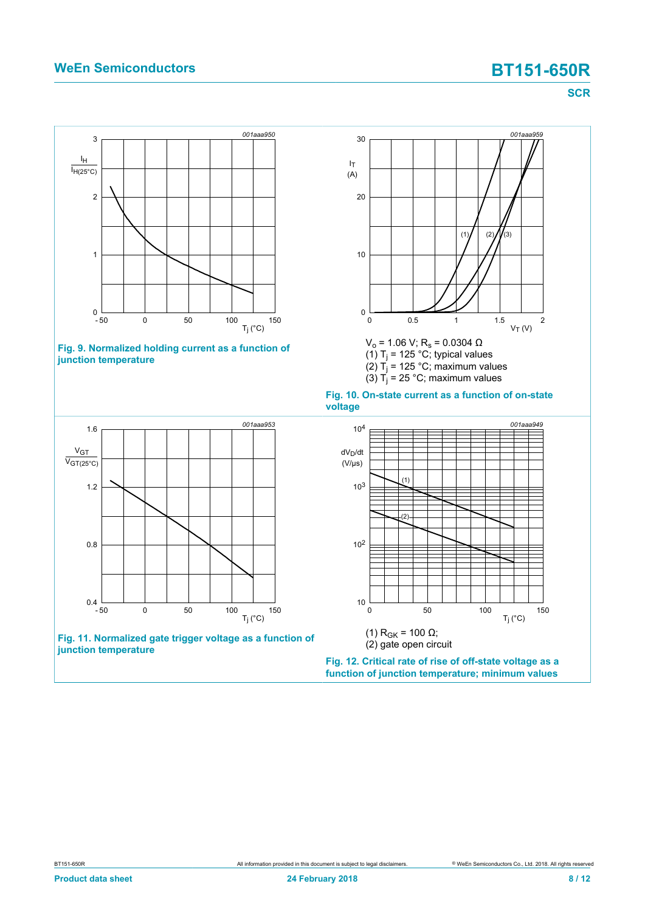Fig. 9. Normalized holding current as a function of junction temperature

$V_o$ = 1.06 V; $R_s$ = 0.0304 Ω

(1) $T_j$ = 125 °C; typical values

(2) $T_j$ = 125 °C; maximum values

(3) $T_j$ = 25 °C; maximum values

Fig. 10. On-state current as a function of on-state voltage

Fig. 11. Normalized gate trigger voltage as a function of junction temperature

(1) $R_{GK}$ = 100 Ω;

(2) gate open circuit

Fig. 12. Critical rate of rise of off-state voltage as a function of junction temperature; minimum values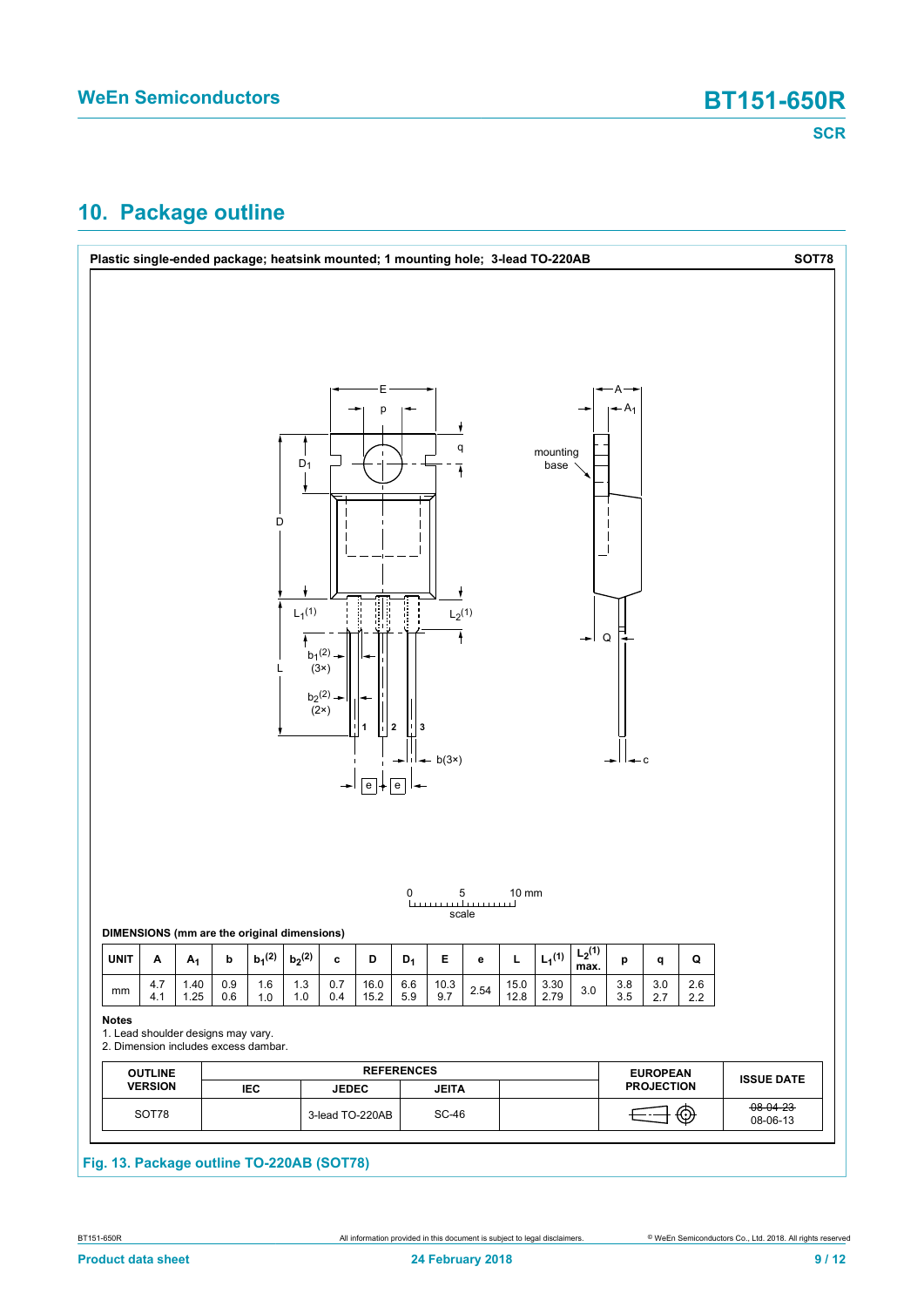## 10. Package outline

**Plastic single-ended package; heatsink mounted; 1 mounting hole; 3-lead TO-220AB** — **SOT78**

**DIMENSIONS (mm are the original dimensions)**

| UNIT | A | $A_1$ | b | $b_1$(2) | $b_2$(2) | c | D | $D_1$ | E | e | L | $L_1$(1) | $L_2$(1) max. | p | q | Q |
|---|---|---|---|---|---|---|---|---|---|---|---|---|---|---|---|---|
| mm | 4.7<br>4.1 | 1.40<br>1.25 | 0.9<br>0.6 | 1.6<br>1.0 | 1.3<br>1.0 | 0.7<br>0.4 | 16.0<br>15.2 | 6.6<br>5.9 | 10.3<br>9.7 | 2.54 | 15.0<br>12.8 | 3.30<br>2.79 | 3.0 | 3.8<br>3.5 | 3.0<br>2.7 | 2.6<br>2.2 |

**Notes**

1. Lead shoulder designs may vary.
2. Dimension includes excess dambar.

| OUTLINE VERSION | REFERENCES | | | | EUROPEAN PROJECTION | ISSUE DATE |
|---|---|---|---|---|---|---|
| | IEC | JEDEC | JEITA | | | |
| SOT78 | | 3-lead TO-220AB | SC-46 | | | ~~08-04-23~~<br>08-06-13 |

**Fig. 13. Package outline TO-220AB (SOT78)**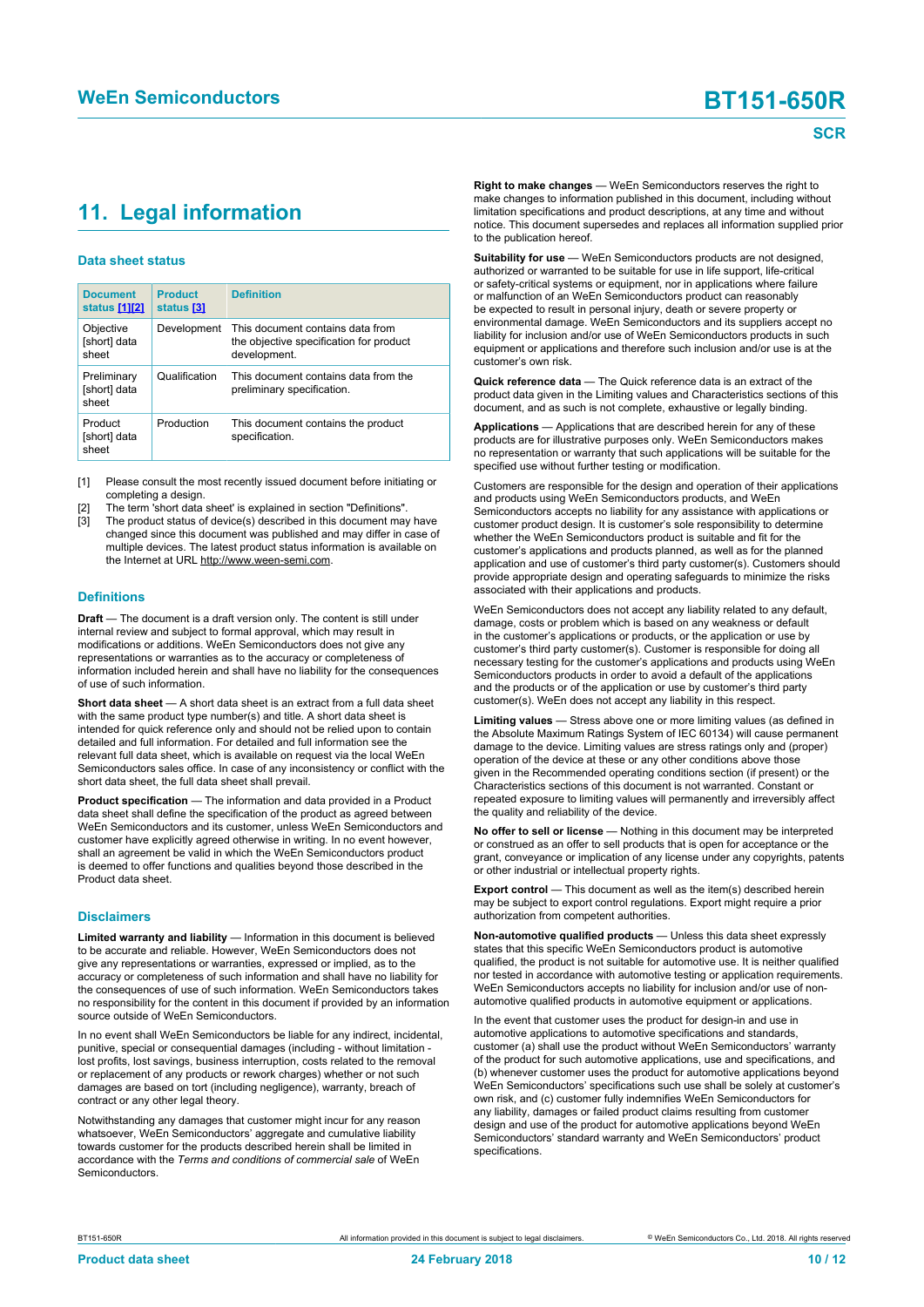## 11. Legal information

### Data sheet status

| Document status [1][2] | Product status [3] | Definition |
|---|---|---|
| Objective [short] data sheet | Development | This document contains data from the objective specification for product development. |
| Preliminary [short] data sheet | Qualification | This document contains data from the preliminary specification. |
| Product [short] data sheet | Production | This document contains the product specification. |

[1] Please consult the most recently issued document before initiating or completing a design.

[2] The term 'short data sheet' is explained in section "Definitions".

[3] The product status of device(s) described in this document may have changed since this document was published and may differ in case of multiple devices. The latest product status information is available on the Internet at URL http://www.ween-semi.com.

### Definitions

**Draft** — The document is a draft version only. The content is still under internal review and subject to formal approval, which may result in modifications or additions. WeEn Semiconductors does not give any representations or warranties as to the accuracy or completeness of information included herein and shall have no liability for the consequences of use of such information.

**Short data sheet** — A short data sheet is an extract from a full data sheet with the same product type number(s) and title. A short data sheet is intended for quick reference only and should not be relied upon to contain detailed and full information. For detailed and full information see the relevant full data sheet, which is available on request via the local WeEn Semiconductors sales office. In case of any inconsistency or conflict with the short data sheet, the full data sheet shall prevail.

**Product specification** — The information and data provided in a Product data sheet shall define the specification of the product as agreed between WeEn Semiconductors and its customer, unless WeEn Semiconductors and customer have explicitly agreed otherwise in writing. In no event however, shall an agreement be valid in which the WeEn Semiconductors product is deemed to offer functions and qualities beyond those described in the Product data sheet.

### Disclaimers

**Limited warranty and liability** — Information in this document is believed to be accurate and reliable. However, WeEn Semiconductors does not give any representations or warranties, expressed or implied, as to the accuracy or completeness of such information and shall have no liability for the consequences of use of such information. WeEn Semiconductors takes no responsibility for the content in this document if provided by an information source outside of WeEn Semiconductors.

In no event shall WeEn Semiconductors be liable for any indirect, incidental, punitive, special or consequential damages (including - without limitation - lost profits, lost savings, business interruption, costs related to the removal or replacement of any products or rework charges) whether or not such damages are based on tort (including negligence), warranty, breach of contract or any other legal theory.

Notwithstanding any damages that customer might incur for any reason whatsoever, WeEn Semiconductors' aggregate and cumulative liability towards customer for the products described herein shall be limited in accordance with the *Terms and conditions of commercial sale* of WeEn Semiconductors.

**Right to make changes** — WeEn Semiconductors reserves the right to make changes to information published in this document, including without limitation specifications and product descriptions, at any time and without notice. This document supersedes and replaces all information supplied prior to the publication hereof.

**Suitability for use** — WeEn Semiconductors products are not designed, authorized or warranted to be suitable for use in life support, life-critical or safety-critical systems or equipment, nor in applications where failure or malfunction of an WeEn Semiconductors product can reasonably be expected to result in personal injury, death or severe property or environmental damage. WeEn Semiconductors and its suppliers accept no liability for inclusion and/or use of WeEn Semiconductors products in such equipment or applications and therefore such inclusion and/or use is at the customer's own risk.

**Quick reference data** — The Quick reference data is an extract of the product data given in the Limiting values and Characteristics sections of this document, and as such is not complete, exhaustive or legally binding.

**Applications** — Applications that are described herein for any of these products are for illustrative purposes only. WeEn Semiconductors makes no representation or warranty that such applications will be suitable for the specified use without further testing or modification.

Customers are responsible for the design and operation of their applications and products using WeEn Semiconductors products, and WeEn Semiconductors accepts no liability for any assistance with applications or customer product design. It is customer's sole responsibility to determine whether the WeEn Semiconductors product is suitable and fit for the customer's applications and products planned, as well as for the planned application and use of customer's third party customer(s). Customers should provide appropriate design and operating safeguards to minimize the risks associated with their applications and products.

WeEn Semiconductors does not accept any liability related to any default, damage, costs or problem which is based on any weakness or default in the customer's applications or products, or the application or use by customer's third party customer(s). Customer is responsible for doing all necessary testing for the customer's applications and products using WeEn Semiconductors products in order to avoid a default of the applications and the products or of the application or use by customer's third party customer(s). WeEn does not accept any liability in this respect.

**Limiting values** — Stress above one or more limiting values (as defined in the Absolute Maximum Ratings System of IEC 60134) will cause permanent damage to the device. Limiting values are stress ratings only and (proper) operation of the device at these or any other conditions above those given in the Recommended operating conditions section (if present) or the Characteristics sections of this document is not warranted. Constant or repeated exposure to limiting values will permanently and irreversibly affect the quality and reliability of the device.

**No offer to sell or license** — Nothing in this document may be interpreted or construed as an offer to sell products that is open for acceptance or the grant, conveyance or implication of any license under any copyrights, patents or other industrial or intellectual property rights.

**Export control** — This document as well as the item(s) described herein may be subject to export control regulations. Export might require a prior authorization from competent authorities.

**Non-automotive qualified products** — Unless this data sheet expressly states that this specific WeEn Semiconductors product is automotive qualified, the product is not suitable for automotive use. It is neither qualified nor tested in accordance with automotive testing or application requirements. WeEn Semiconductors accepts no liability for inclusion and/or use of non-automotive qualified products in automotive equipment or applications.

In the event that customer uses the product for design-in and use in automotive applications to automotive specifications and standards, customer (a) shall use the product without WeEn Semiconductors' warranty of the product for such automotive applications, use and specifications, and (b) whenever customer uses the product for automotive applications beyond WeEn Semiconductors' specifications such use shall be solely at customer's own risk, and (c) customer fully indemnifies WeEn Semiconductors for any liability, damages or failed product claims resulting from customer design and use of the product for automotive applications beyond WeEn Semiconductors' standard warranty and WeEn Semiconductors' product specifications.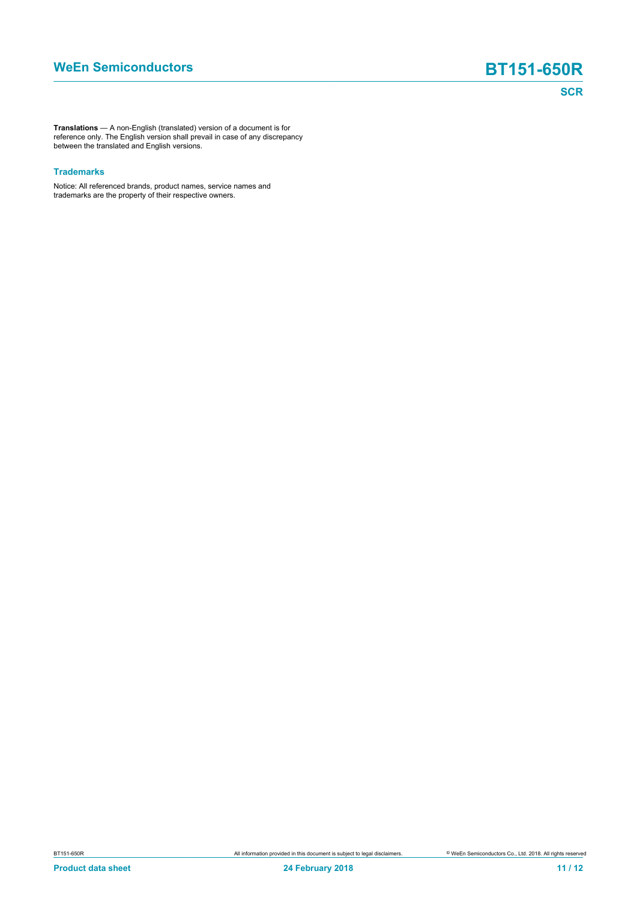**Translations** — A non-English (translated) version of a document is for reference only. The English version shall prevail in case of any discrepancy between the translated and English versions.

### Trademarks

Notice: All referenced brands, product names, service names and trademarks are the property of their respective owners.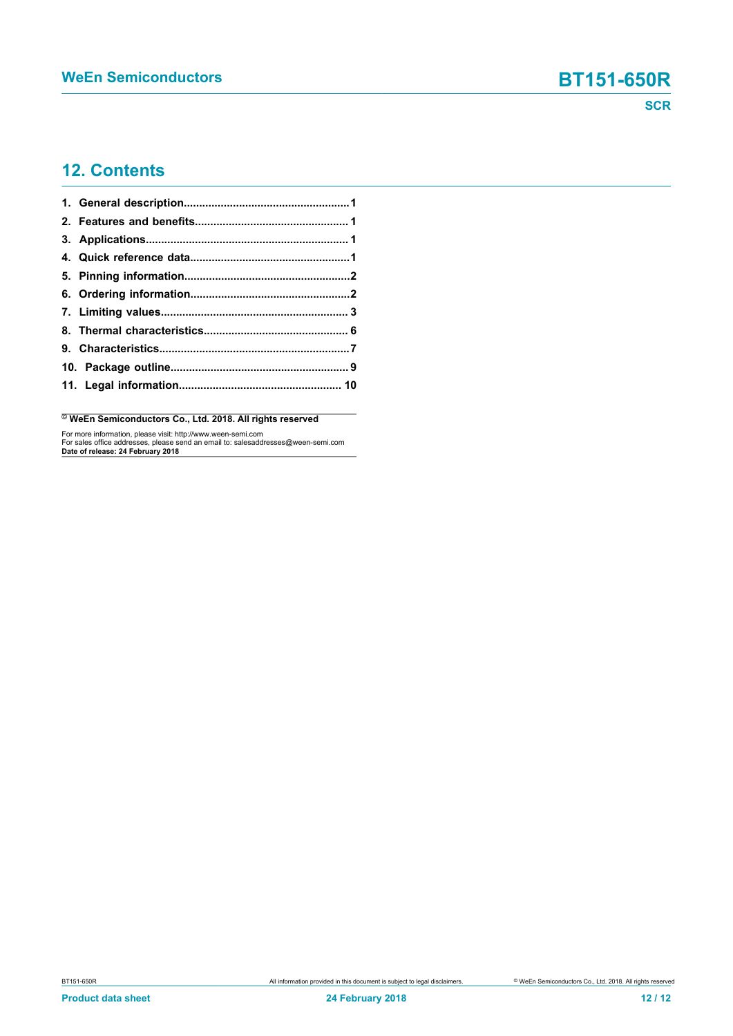## 12. Contents

**1. General description.....................................................1**
**2. Features and benefits................................................. 1**
**3. Applications................................................................ 1**
**4. Quick reference data...................................................1**
**5. Pinning information.....................................................2**
**6. Ordering information...................................................2**
**7. Limiting values........................................................... 3**
**8. Thermal characteristics.............................................. 6**
**9. Characteristics.............................................................7**
**10. Package outline......................................................... 9**
**11. Legal information.................................................... 10**

**© WeEn Semiconductors Co., Ltd. 2018. All rights reserved**

For more information, please visit: http://www.ween-semi.com
For sales office addresses, please send an email to: salesaddresses@ween-semi.com
**Date of release: 24 February 2018**